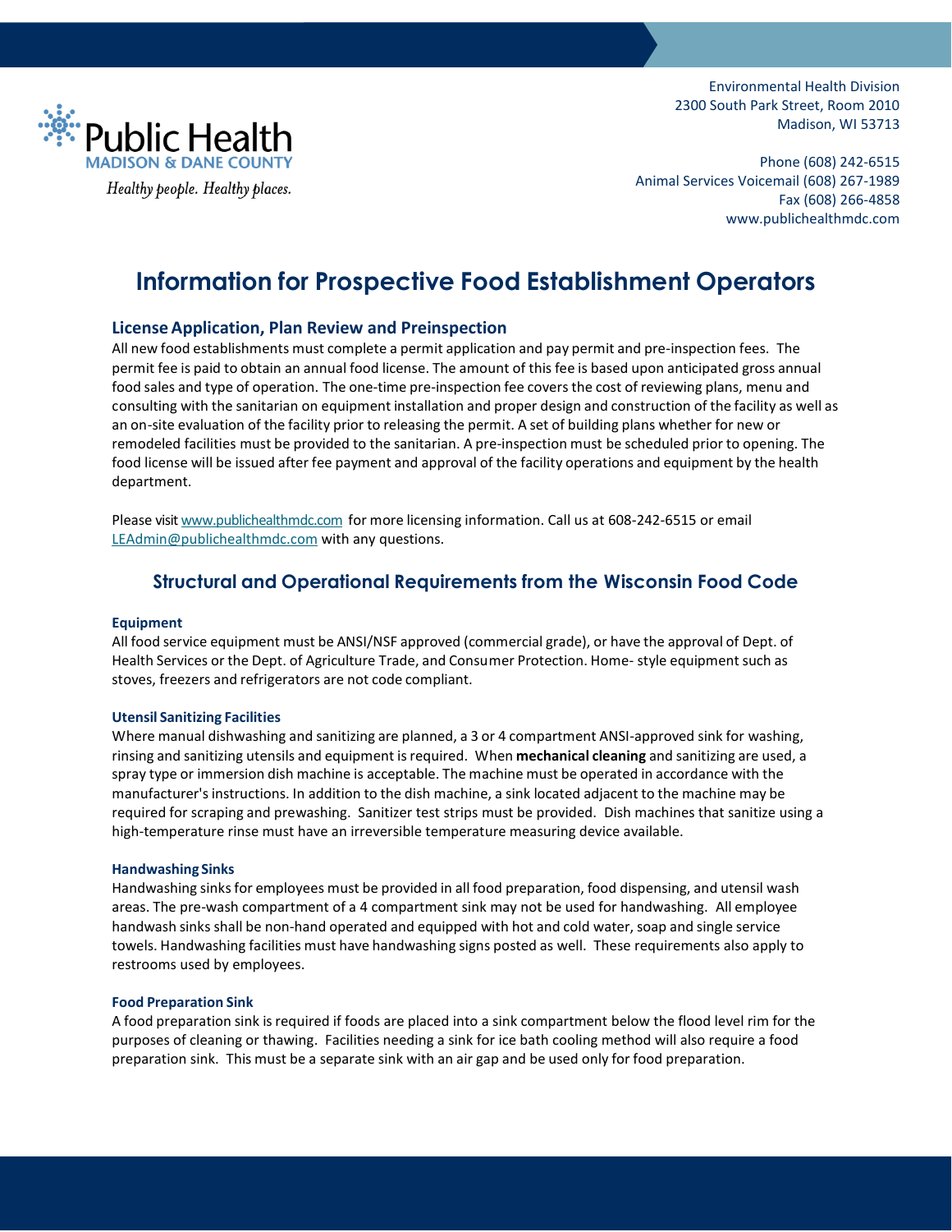Public Health
MADISON & DANE COUNTY
*Healthy people. Healthy places.*

Environmental Health Division
2300 South Park Street, Room 2010
Madison, WI 53713

Phone (608) 242-6515
Animal Services Voicemail (608) 267-1989
Fax (608) 266-4858
www.publichealthmdc.com

# Information for Prospective Food Establishment Operators

## License Application, Plan Review and Preinspection

All new food establishments must complete a permit application and pay permit and pre-inspection fees. The permit fee is paid to obtain an annual food license. The amount of this fee is based upon anticipated gross annual food sales and type of operation. The one-time pre-inspection fee covers the cost of reviewing plans, menu and consulting with the sanitarian on equipment installation and proper design and construction of the facility as well as an on-site evaluation of the facility prior to releasing the permit. A set of building plans whether for new or remodeled facilities must be provided to the sanitarian. A pre-inspection must be scheduled prior to opening. The food license will be issued after fee payment and approval of the facility operations and equipment by the health department.

Please visit www.publichealthmdc.com for more licensing information. Call us at 608-242-6515 or email LEAdmin@publichealthmdc.com with any questions.

## Structural and Operational Requirements from the Wisconsin Food Code

### Equipment

All food service equipment must be ANSI/NSF approved (commercial grade), or have the approval of Dept. of Health Services or the Dept. of Agriculture Trade, and Consumer Protection. Home- style equipment such as stoves, freezers and refrigerators are not code compliant.

### Utensil Sanitizing Facilities

Where manual dishwashing and sanitizing are planned, a 3 or 4 compartment ANSI-approved sink for washing, rinsing and sanitizing utensils and equipment is required. When **mechanical cleaning** and sanitizing are used, a spray type or immersion dish machine is acceptable. The machine must be operated in accordance with the manufacturer's instructions. In addition to the dish machine, a sink located adjacent to the machine may be required for scraping and prewashing. Sanitizer test strips must be provided. Dish machines that sanitize using a high-temperature rinse must have an irreversible temperature measuring device available.

### Handwashing Sinks

Handwashing sinks for employees must be provided in all food preparation, food dispensing, and utensil wash areas. The pre-wash compartment of a 4 compartment sink may not be used for handwashing. All employee handwash sinks shall be non-hand operated and equipped with hot and cold water, soap and single service towels. Handwashing facilities must have handwashing signs posted as well. These requirements also apply to restrooms used by employees.

### Food Preparation Sink

A food preparation sink is required if foods are placed into a sink compartment below the flood level rim for the purposes of cleaning or thawing. Facilities needing a sink for ice bath cooling method will also require a food preparation sink. This must be a separate sink with an air gap and be used only for food preparation.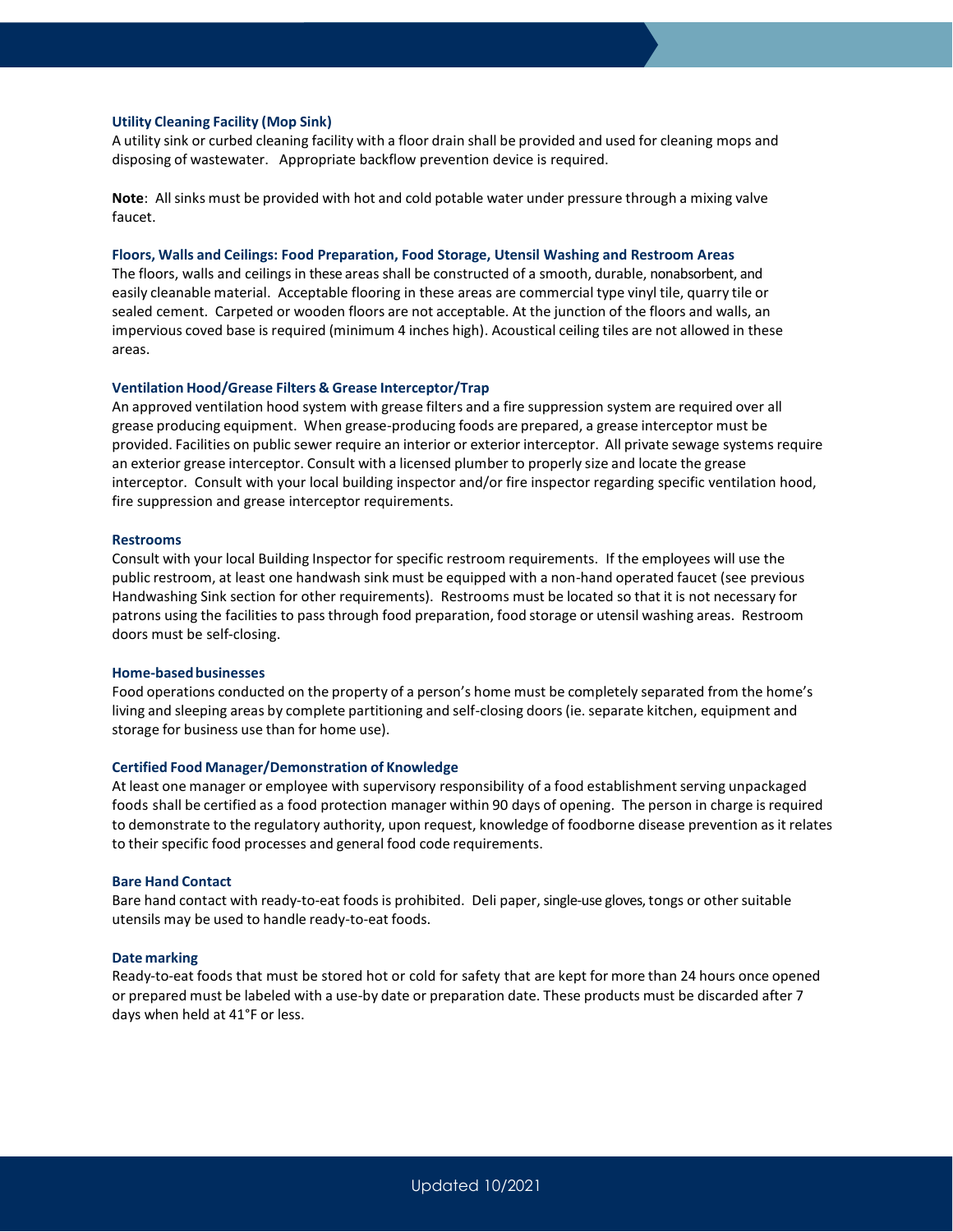### Utility Cleaning Facility (Mop Sink)

A utility sink or curbed cleaning facility with a floor drain shall be provided and used for cleaning mops and disposing of wastewater. Appropriate backflow prevention device is required.

**Note**: All sinks must be provided with hot and cold potable water under pressure through a mixing valve faucet.

### Floors, Walls and Ceilings: Food Preparation, Food Storage, Utensil Washing and Restroom Areas

The floors, walls and ceilings in these areas shall be constructed of a smooth, durable, nonabsorbent, and easily cleanable material. Acceptable flooring in these areas are commercial type vinyl tile, quarry tile or sealed cement. Carpeted or wooden floors are not acceptable. At the junction of the floors and walls, an impervious coved base is required (minimum 4 inches high). Acoustical ceiling tiles are not allowed in these areas.

### Ventilation Hood/Grease Filters & Grease Interceptor/Trap

An approved ventilation hood system with grease filters and a fire suppression system are required over all grease producing equipment. When grease-producing foods are prepared, a grease interceptor must be provided. Facilities on public sewer require an interior or exterior interceptor. All private sewage systems require an exterior grease interceptor. Consult with a licensed plumber to properly size and locate the grease interceptor. Consult with your local building inspector and/or fire inspector regarding specific ventilation hood, fire suppression and grease interceptor requirements.

### Restrooms

Consult with your local Building Inspector for specific restroom requirements. If the employees will use the public restroom, at least one handwash sink must be equipped with a non-hand operated faucet (see previous Handwashing Sink section for other requirements). Restrooms must be located so that it is not necessary for patrons using the facilities to pass through food preparation, food storage or utensil washing areas. Restroom doors must be self-closing.

### Home-based businesses

Food operations conducted on the property of a person's home must be completely separated from the home's living and sleeping areas by complete partitioning and self-closing doors (ie. separate kitchen, equipment and storage for business use than for home use).

### Certified Food Manager/Demonstration of Knowledge

At least one manager or employee with supervisory responsibility of a food establishment serving unpackaged foods shall be certified as a food protection manager within 90 days of opening. The person in charge is required to demonstrate to the regulatory authority, upon request, knowledge of foodborne disease prevention as it relates to their specific food processes and general food code requirements.

### Bare Hand Contact

Bare hand contact with ready-to-eat foods is prohibited. Deli paper, single-use gloves, tongs or other suitable utensils may be used to handle ready-to-eat foods.

### Date marking

Ready-to-eat foods that must be stored hot or cold for safety that are kept for more than 24 hours once opened or prepared must be labeled with a use-by date or preparation date. These products must be discarded after 7 days when held at 41°F or less.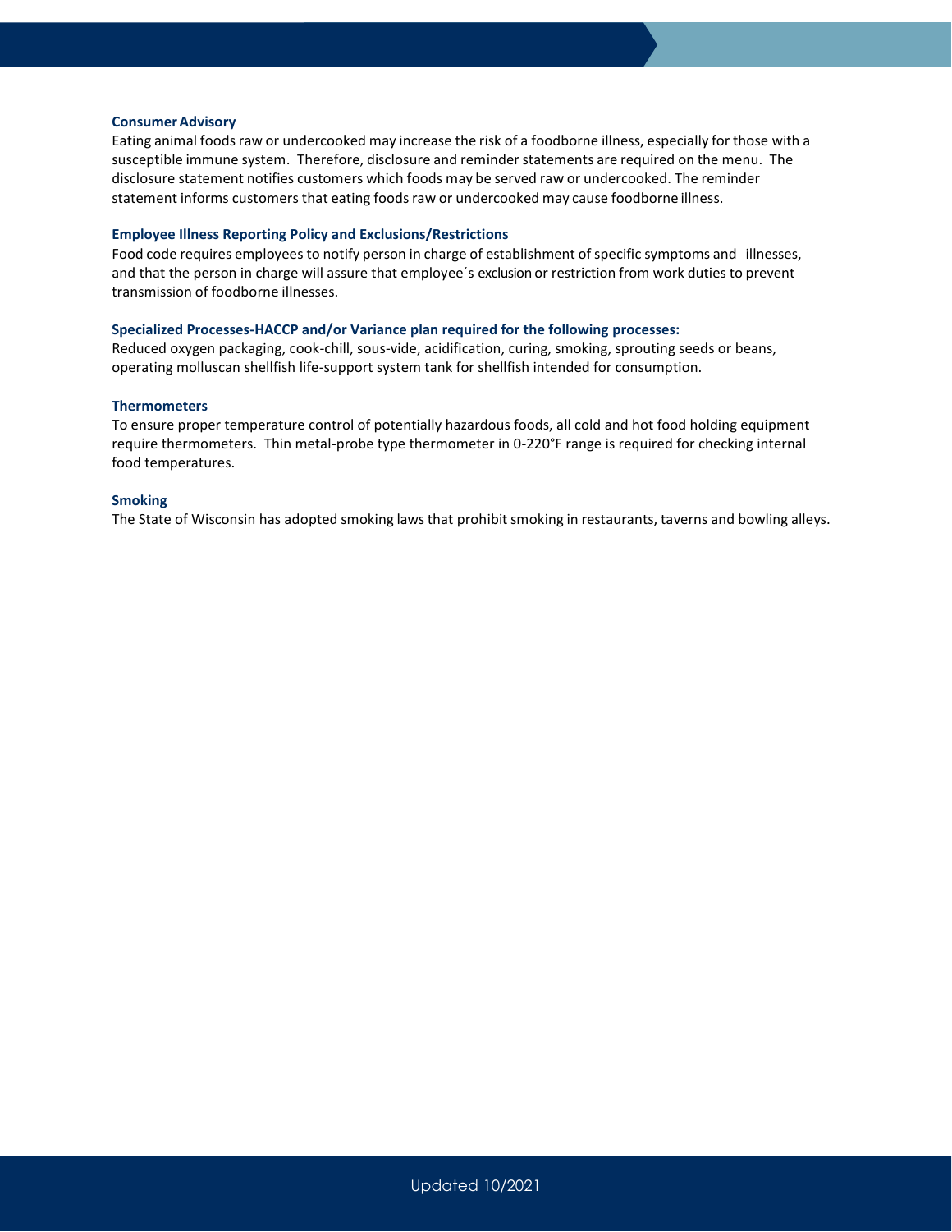### Consumer Advisory

Eating animal foods raw or undercooked may increase the risk of a foodborne illness, especially for those with a susceptible immune system. Therefore, disclosure and reminder statements are required on the menu. The disclosure statement notifies customers which foods may be served raw or undercooked. The reminder statement informs customers that eating foods raw or undercooked may cause foodborne illness.

### Employee Illness Reporting Policy and Exclusions/Restrictions

Food code requires employees to notify person in charge of establishment of specific symptoms and illnesses, and that the person in charge will assure that employee´s exclusion or restriction from work duties to prevent transmission of foodborne illnesses.

### Specialized Processes-HACCP and/or Variance plan required for the following processes:

Reduced oxygen packaging, cook-chill, sous-vide, acidification, curing, smoking, sprouting seeds or beans, operating molluscan shellfish life-support system tank for shellfish intended for consumption.

### Thermometers

To ensure proper temperature control of potentially hazardous foods, all cold and hot food holding equipment require thermometers. Thin metal-probe type thermometer in 0-220°F range is required for checking internal food temperatures.

### Smoking

The State of Wisconsin has adopted smoking laws that prohibit smoking in restaurants, taverns and bowling alleys.

Updated 10/2021